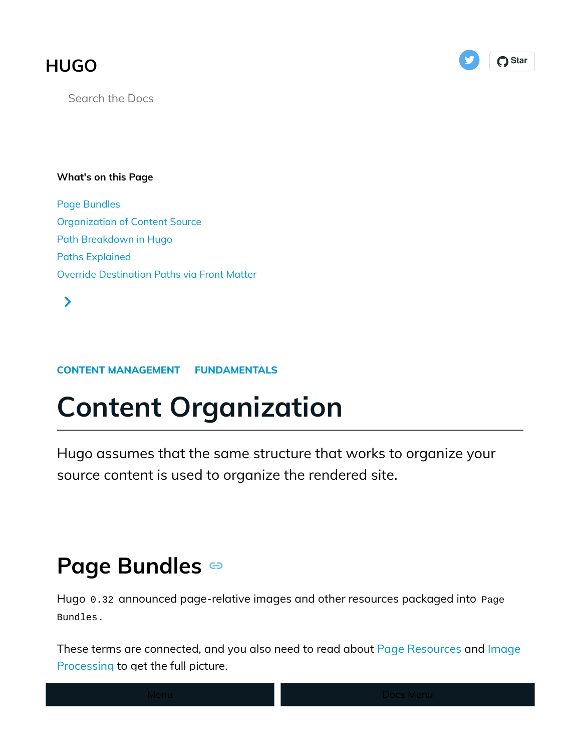# HUGO

Search the Docs

**What's on this Page**

- Page Bundles
- Organization of Content Source
- Path Breakdown in Hugo
- Paths Explained
- Override Destination Paths via Front Matter

CONTENT MANAGEMENT FUNDAMENTALS

# Content Organization

Hugo assumes that the same structure that works to organize your source content is used to organize the rendered site.

## Page Bundles

Hugo `0.32` announced page-relative images and other resources packaged into `Page Bundles`.

These terms are connected, and you also need to read about Page Resources and Image Processing to get the full picture.

Menu Docs Menu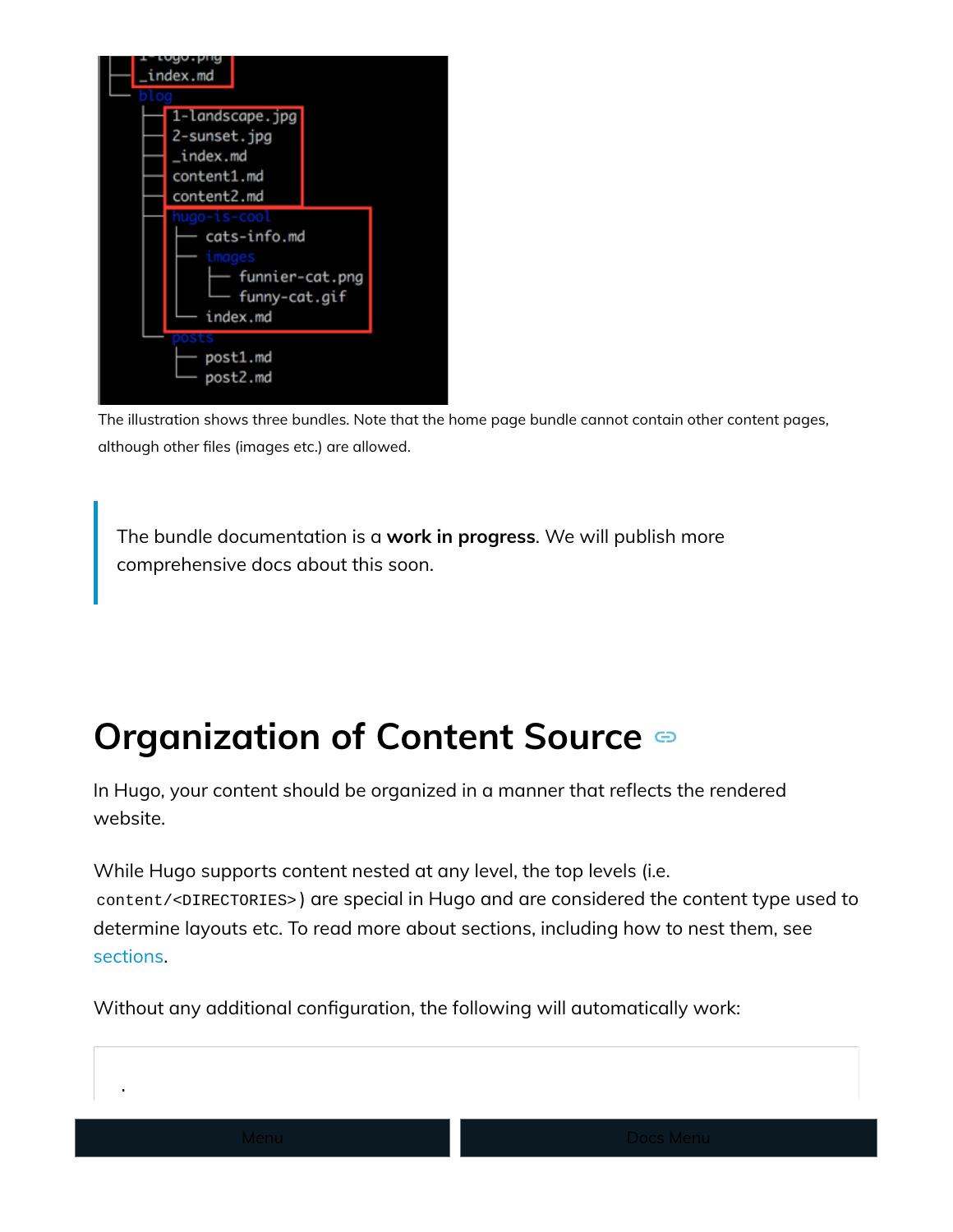```
│   ├── 1-logo.png
│   └── _index.md
└── blog
    ├── 1-landscape.jpg
    ├── 2-sunset.jpg
    ├── _index.md
    ├── content1.md
    ├── content2.md
    ├── hugo-is-cool
    │   ├── cats-info.md
    │   ├── images
    │   │   ├── funnier-cat.png
    │   │   └── funny-cat.gif
    │   └── index.md
    └── posts
        ├── post1.md
        └── post2.md
```

The illustration shows three bundles. Note that the home page bundle cannot contain other content pages, although other files (images etc.) are allowed.

> The bundle documentation is a **work in progress**. We will publish more comprehensive docs about this soon.

## Organization of Content Source

In Hugo, your content should be organized in a manner that reflects the rendered website.

While Hugo supports content nested at any level, the top levels (i.e. `content/<DIRECTORIES>`) are special in Hugo and are considered the content type used to determine layouts etc. To read more about sections, including how to nest them, see sections.

Without any additional configuration, the following will automatically work:

```
.
```

Menu

Docs Menu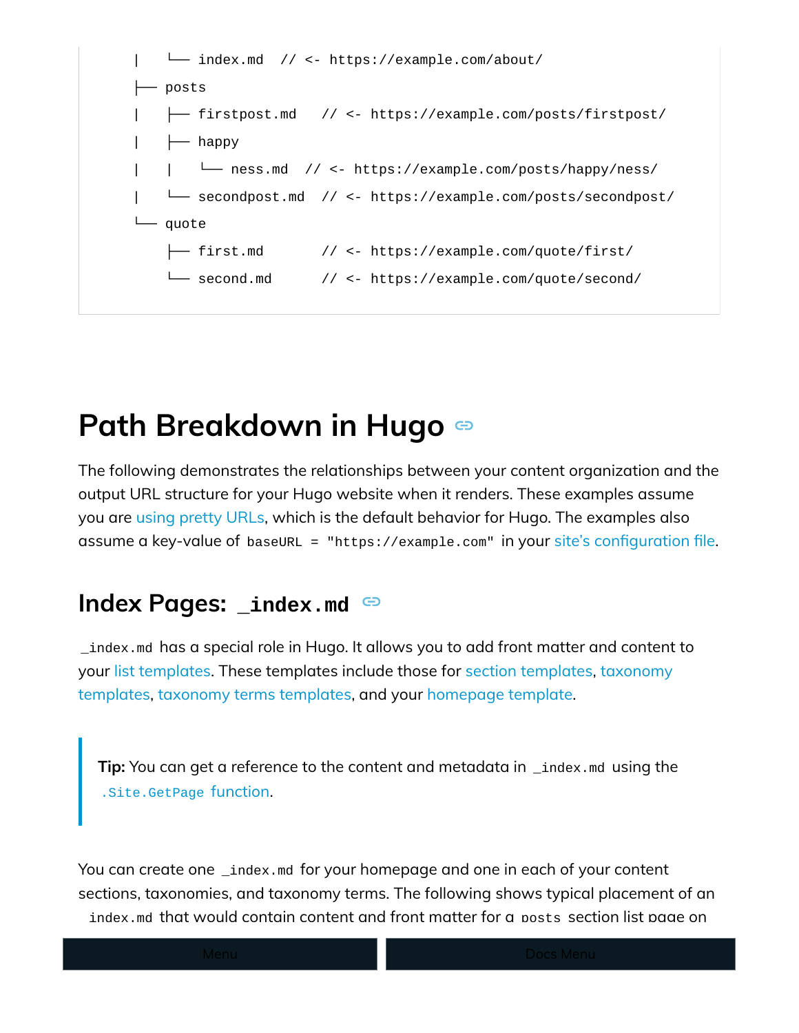```
|   └── index.md  // <- https://example.com/about/
├── posts
|   ├── firstpost.md   // <- https://example.com/posts/firstpost/
|   ├── happy
|   |   └── ness.md  // <- https://example.com/posts/happy/ness/
|   └── secondpost.md  // <- https://example.com/posts/secondpost/
└── quote
    ├── first.md       // <- https://example.com/quote/first/
    └── second.md      // <- https://example.com/quote/second/
```

# Path Breakdown in Hugo

The following demonstrates the relationships between your content organization and the output URL structure for your Hugo website when it renders. These examples assume you are using pretty URLs, which is the default behavior for Hugo. The examples also assume a key-value of `baseURL = "https://example.com"` in your site's configuration file.

## Index Pages: `_index.md`

`_index.md` has a special role in Hugo. It allows you to add front matter and content to your list templates. These templates include those for section templates, taxonomy templates, taxonomy terms templates, and your homepage template.

> **Tip:** You can get a reference to the content and metadata in `_index.md` using the `.Site.GetPage` function.

You can create one `_index.md` for your homepage and one in each of your content sections, taxonomies, and taxonomy terms. The following shows typical placement of an `_index.md` that would contain content and front matter for a `posts` section list page on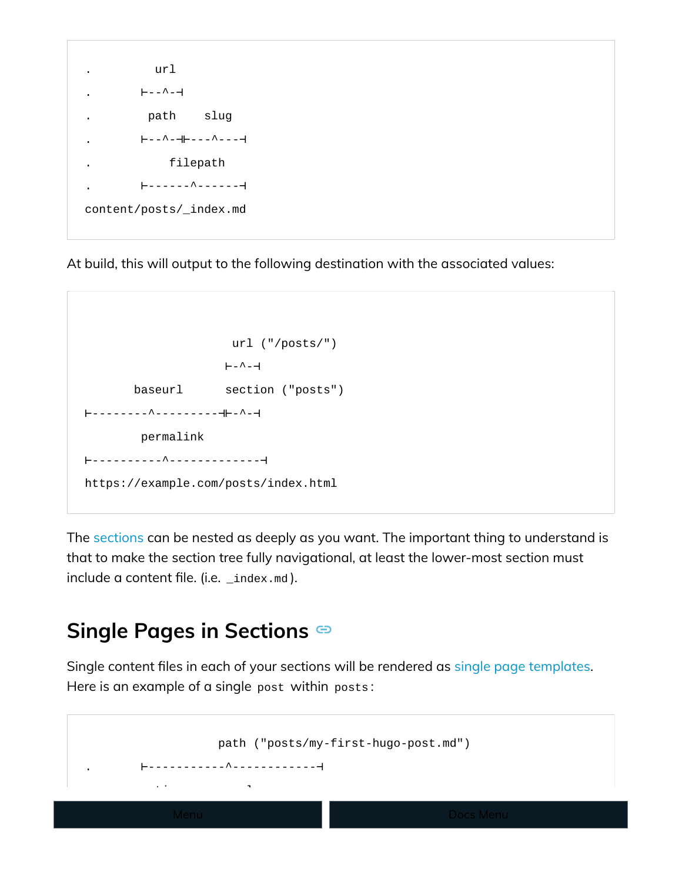```
.          url
.       ⊢--^-⊣
.        path    slug
.       ⊢--^-⊣⊢---^---⊣
.           filepath
.       ⊢------^------⊣
content/posts/_index.md
```

At build, this will output to the following destination with the associated values:

```

                     url ("/posts/")
                    ⊢-^-⊣
       baseurl      section ("posts")
⊢--------^---------⊣⊢-^-⊣
        permalink
⊢----------^-------------⊣
https://example.com/posts/index.html
```

The sections can be nested as deeply as you want. The important thing to understand is that to make the section tree fully navigational, at least the lower-most section must include a content file. (i.e. `_index.md`).

## Single Pages in Sections

Single content files in each of your sections will be rendered as single page templates. Here is an example of a single `post` within `posts`:

```
                   path ("posts/my-first-hugo-post.md")
.       ⊢-----------^------------⊣
```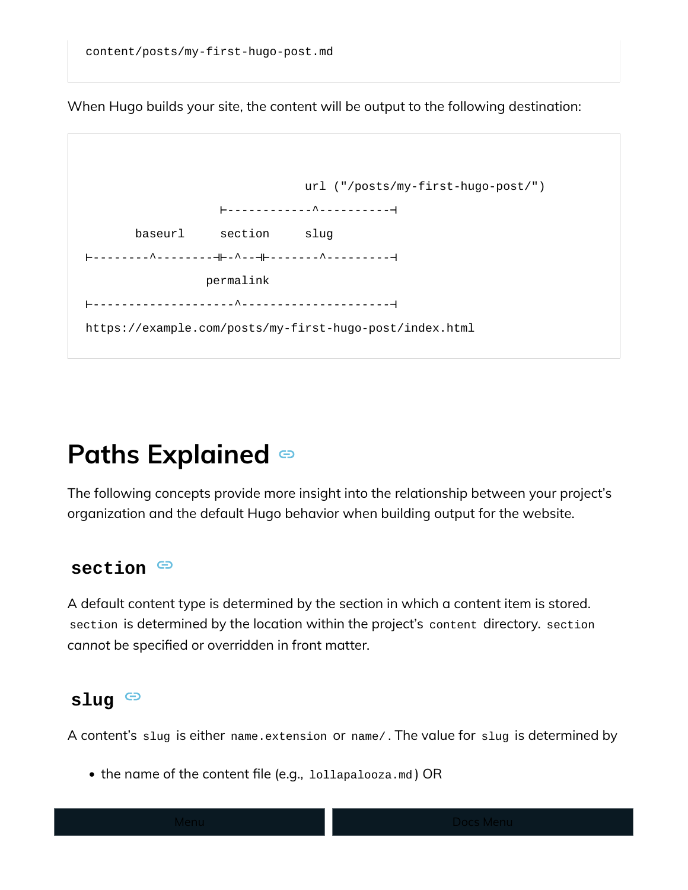```
content/posts/my-first-hugo-post.md
```

When Hugo builds your site, the content will be output to the following destination:

```
                               url ("/posts/my-first-hugo-post/")
                        ⊢------------^----------⊣
       baseurl      section      slug
⊢--------^--------⊣⊢-^--⊣⊢-------^---------⊣
                  permalink
⊢--------------------^---------------------⊣
https://example.com/posts/my-first-hugo-post/index.html
```

## Paths Explained

The following concepts provide more insight into the relationship between your project's organization and the default Hugo behavior when building output for the website.

### `section`

A default content type is determined by the section in which a content item is stored. `section` is determined by the location within the project's `content` directory. `section` *cannot* be specified or overridden in front matter.

### `slug`

A content's `slug` is either `name.extension` or `name/`. The value for `slug` is determined by

- the name of the content file (e.g., `lollapalooza.md`) OR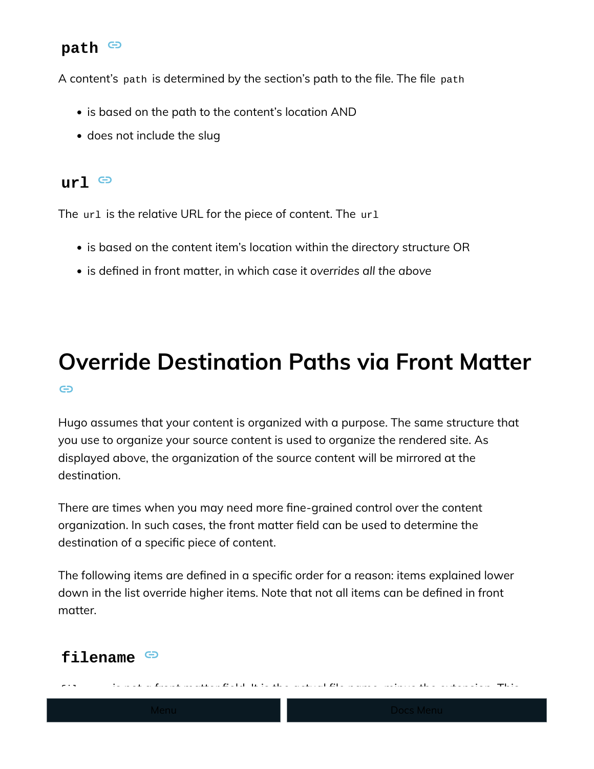### `path`

A content's `path` is determined by the section's path to the file. The file `path`

- is based on the path to the content's location AND
- does not include the slug

### `url`

The `url` is the relative URL for the piece of content. The `url`

- is based on the content item's location within the directory structure OR
- is defined in front matter, in which case it *overrides all the above*

## Override Destination Paths via Front Matter

Hugo assumes that your content is organized with a purpose. The same structure that you use to organize your source content is used to organize the rendered site. As displayed above, the organization of the source content will be mirrored at the destination.

There are times when you may need more fine-grained control over the content organization. In such cases, the front matter field can be used to determine the destination of a specific piece of content.

The following items are defined in a specific order for a reason: items explained lower down in the list override higher items. Note that not all items can be defined in front matter.

### `filename`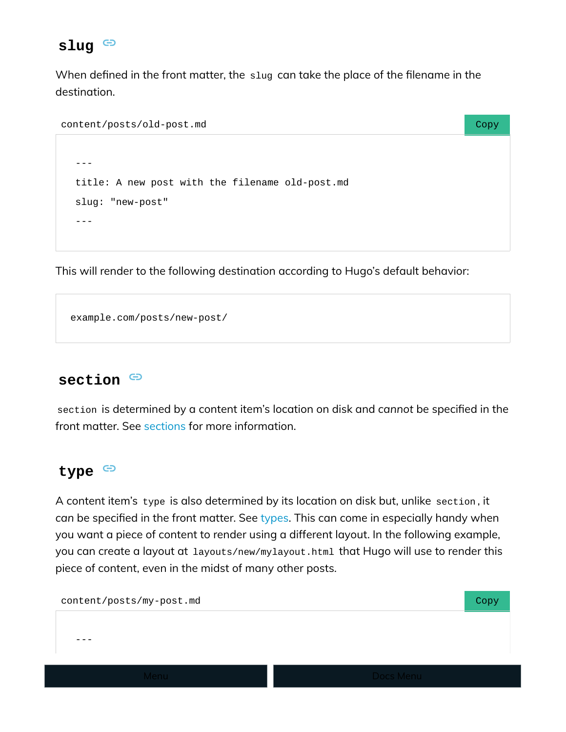## slug

When defined in the front matter, the `slug` can take the place of the filename in the destination.

content/posts/old-post.md

```
---
title: A new post with the filename old-post.md
slug: "new-post"
---
```

This will render to the following destination according to Hugo's default behavior:

```
example.com/posts/new-post/
```

## section

`section` is determined by a content item's location on disk and *cannot* be specified in the front matter. See sections for more information.

## type

A content item's `type` is also determined by its location on disk but, unlike `section`, it *can* be specified in the front matter. See types. This can come in especially handy when you want a piece of content to render using a different layout. In the following example, you can create a layout at `layouts/new/mylayout.html` that Hugo will use to render this piece of content, even in the midst of many other posts.

content/posts/my-post.md

```
---
```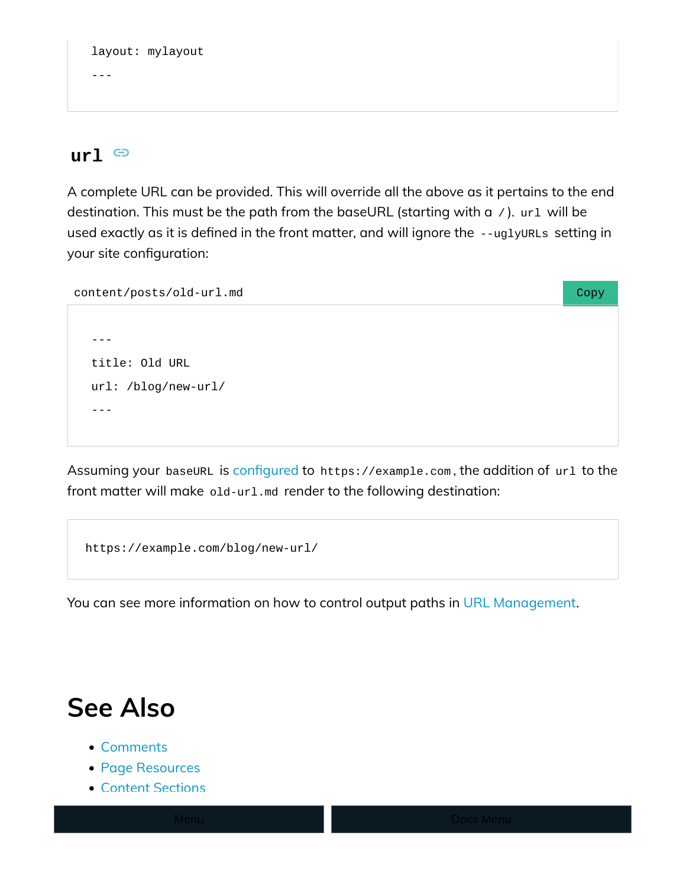```
layout: mylayout
---
```

### `url`

A complete URL can be provided. This will override all the above as it pertains to the end destination. This must be the path from the baseURL (starting with a `/`). `url` will be used exactly as it is defined in the front matter, and will ignore the `--uglyURLs` setting in your site configuration:

content/posts/old-url.md

```
---
title: Old URL
url: /blog/new-url/
---
```

Assuming your `baseURL` is configured to `https://example.com`, the addition of `url` to the front matter will make `old-url.md` render to the following destination:

```
https://example.com/blog/new-url/
```

You can see more information on how to control output paths in URL Management.

## See Also

- Comments
- Page Resources
- Content Sections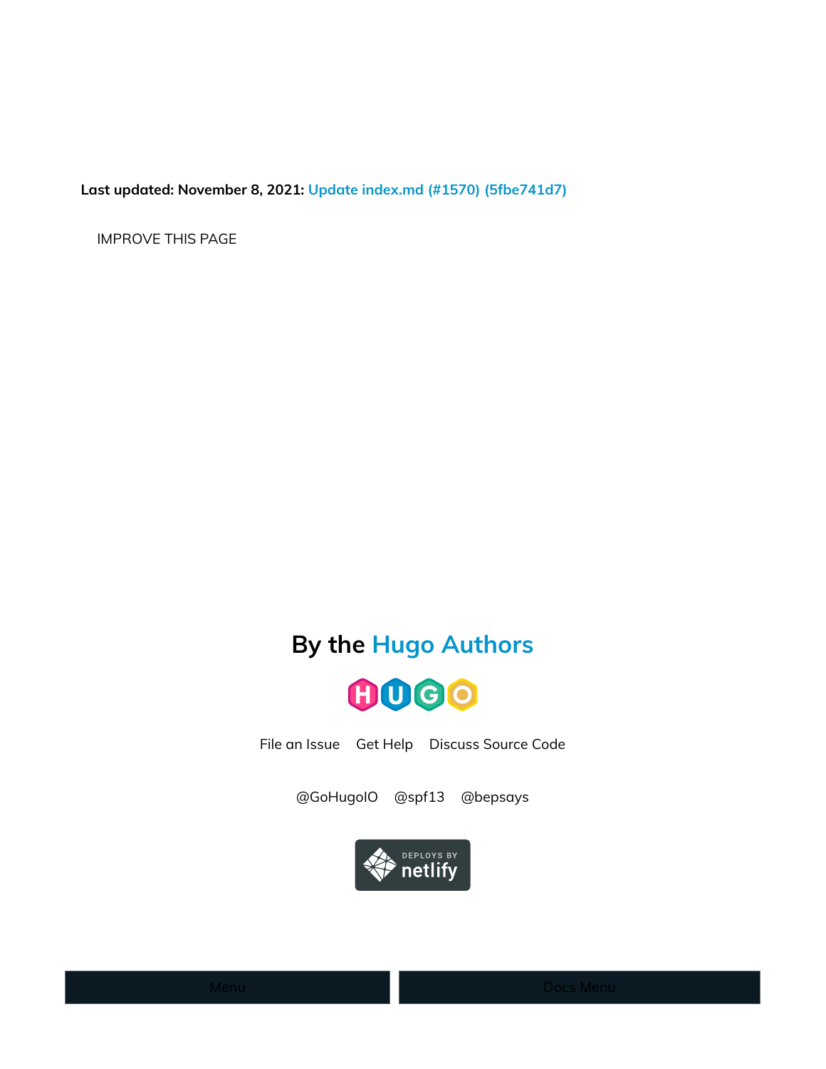**Last updated: November 8, 2021: Update index.md (#1570) (5fbe741d7)**

IMPROVE THIS PAGE

## By the Hugo Authors

File an Issue Get Help Discuss Source Code

@GoHugoIO @spf13 @bepsays

Menu Docs Menu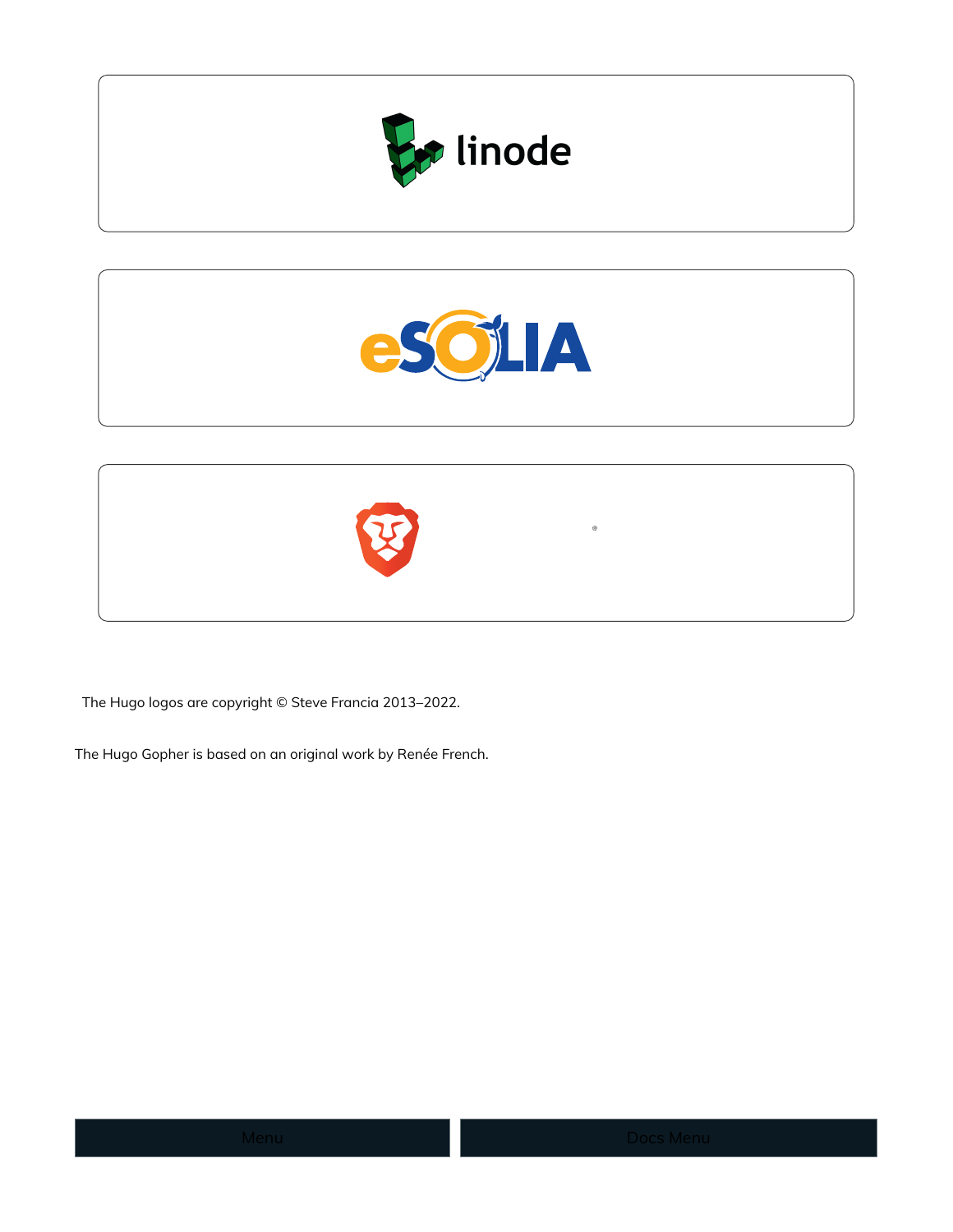The Hugo logos are copyright © Steve Francia 2013–2022.

The Hugo Gopher is based on an original work by Renée French.

Menu

Docs Menu